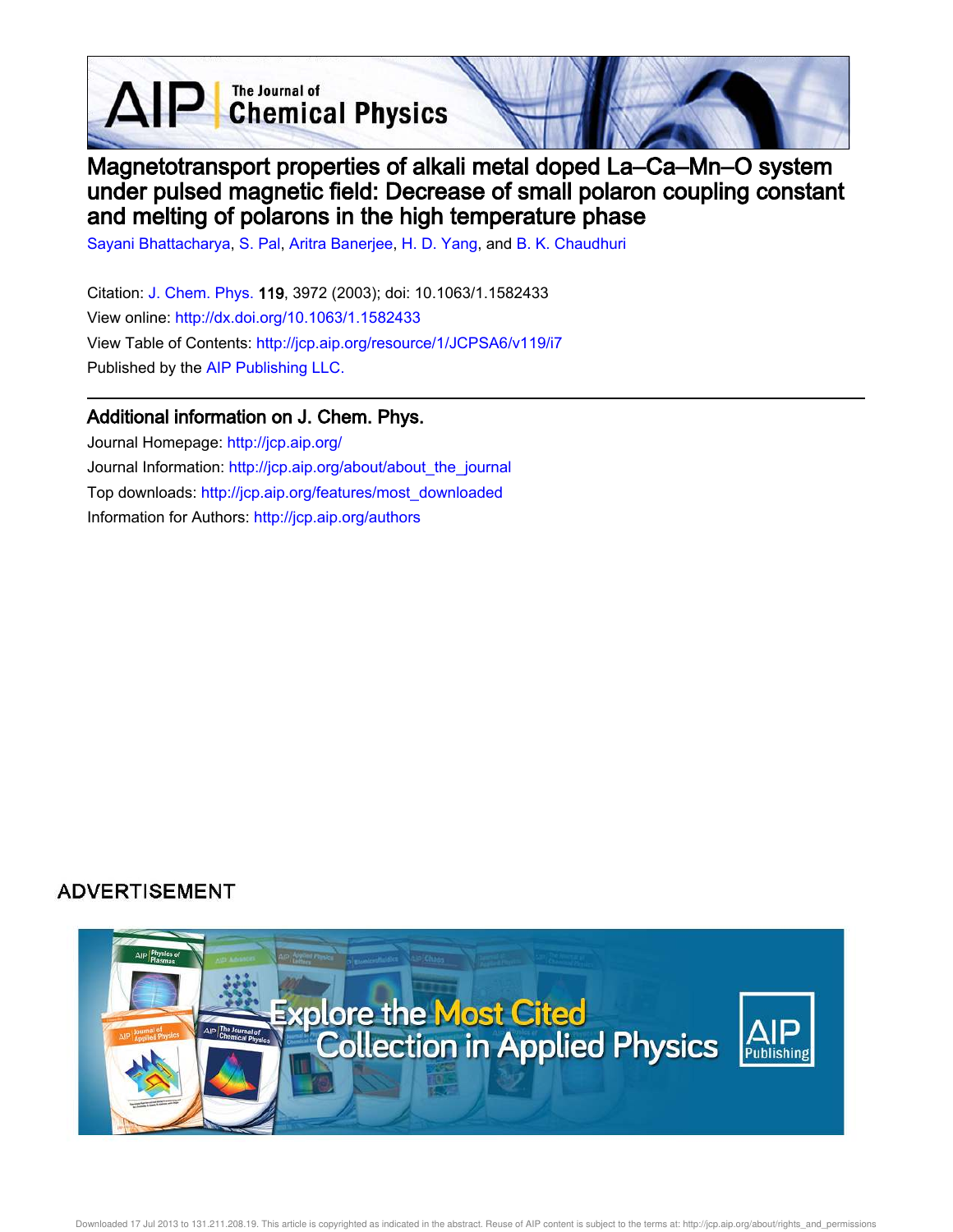# Magnetotransport properties of alkali metal doped La–Ca–Mn–O system under pulsed magnetic field: Decrease of small polaron coupling constant and melting of polarons in the high temperature phase

Sayani Bhattacharya, S. Pal, Aritra Banerjee, H. D. Yang, and B. K. Chaudhuri

Citation: J. Chem. Phys. **119**, 3972 (2003); doi: 10.1063/1.1582433

View online: http://dx.doi.org/10.1063/1.1582433

View Table of Contents: http://jcp.aip.org/resource/1/JCPSA6/v119/i7

Published by the AIP Publishing LLC.

## Additional information on J. Chem. Phys.

Journal Homepage: http://jcp.aip.org/

Journal Information: http://jcp.aip.org/about/about_the_journal

Top downloads: http://jcp.aip.org/features/most_downloaded

Information for Authors: http://jcp.aip.org/authors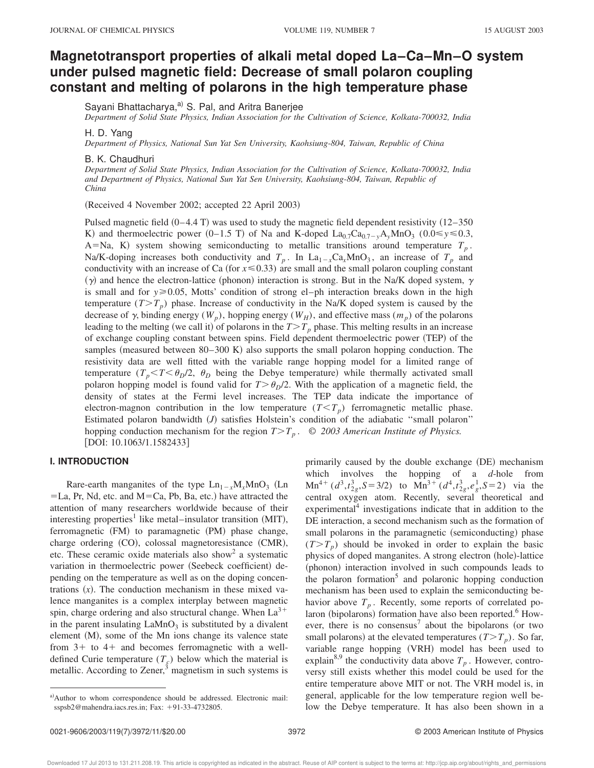# Magnetotransport properties of alkali metal doped La–Ca–Mn–O system under pulsed magnetic field: Decrease of small polaron coupling constant and melting of polarons in the high temperature phase

Sayani Bhattacharya,[a] S. Pal, and Aritra Banerjee

*Department of Solid State Physics, Indian Association for the Cultivation of Science, Kolkata-700032, India*

H. D. Yang

*Department of Physics, National Sun Yat Sen University, Kaohsiung-804, Taiwan, Republic of China*

B. K. Chaudhuri

*Department of Solid State Physics, Indian Association for the Cultivation of Science, Kolkata-700032, India and Department of Physics, National Sun Yat Sen University, Kaohsiung-804, Taiwan, Republic of China*

(Received 4 November 2002; accepted 22 April 2003)

Pulsed magnetic field (0–4.4 T) was used to study the magnetic field dependent resistivity (12–350 K) and thermoelectric power (0–1.5 T) of Na and K-doped $La_{0.7}Ca_{0.7-y}A_yMnO_3$ ($0.0 \leq y \leq 0.3$, A=Na, K) system showing semiconducting to metallic transitions around temperature $T_p$. Na/K-doping increases both conductivity and $T_p$. In $La_{1-x}Ca_xMnO_3$, an increase of $T_p$ and conductivity with an increase of Ca (for $x \leq 0.33$) are small and the small polaron coupling constant ($\gamma$) and hence the electron-lattice (phonon) interaction is strong. But in the Na/K doped system, $\gamma$ is small and for $y \geq 0.05$, Motts' condition of strong el–ph interaction breaks down in the high temperature ($T > T_p$) phase. Increase of conductivity in the Na/K doped system is caused by the decrease of $\gamma$, binding energy ($W_p$), hopping energy ($W_H$), and effective mass ($m_p$) of the polarons leading to the melting (we call it) of polarons in the $T > T_p$ phase. This melting results in an increase of exchange coupling constant between spins. Field dependent thermoelectric power (TEP) of the samples (measured between 80–300 K) also supports the small polaron hopping conduction. The resistivity data are well fitted with the variable range hopping model for a limited range of temperature ($T_p < T < \theta_D/2$, $\theta_D$ being the Debye temperature) while thermally activated small polaron hopping model is found valid for $T > \theta_D/2$. With the application of a magnetic field, the density of states at the Fermi level increases. The TEP data indicate the importance of electron-magnon contribution in the low temperature ($T < T_p$) ferromagnetic metallic phase. Estimated polaron bandwidth ($J$) satisfies Holstein's condition of the adiabatic "small polaron" hopping conduction mechanism for the region $T > T_p$. © 2003 American Institute of Physics. [DOI: 10.1063/1.1582433]

## I. INTRODUCTION

Rare-earth manganites of the type $Ln_{1-x}M_xMnO_3$ (Ln =La, Pr, Nd, etc. and M=Ca, Pb, Ba, etc.) have attracted the attention of many researchers worldwide because of their interesting properties[1] like metal–insulator transition (MIT), ferromagnetic (FM) to paramagnetic (PM) phase change, charge ordering (CO), colossal magnetoresistance (CMR), etc. These ceramic oxide materials also show[2] a systematic variation in thermoelectric power (Seebeck coefficient) depending on the temperature as well as on the doping concentrations ($x$). The conduction mechanism in these mixed valence manganites is a complex interplay between magnetic spin, charge ordering and also structural change. When $La^{3+}$ in the parent insulating $LaMnO_3$ is substituted by a divalent element (M), some of the Mn ions change its valence state from 3+ to 4+ and becomes ferromagnetic with a well-defined Curie temperature ($T_c$) below which the material is metallic. According to Zener,[3] magnetism in such systems is primarily caused by the double exchange (DE) mechanism which involves the hopping of a $d$-hole from $Mn^{4+}$ ($d^3, t_{2g}^3, S=3/2$) to $Mn^{3+}$ ($d^4, t_{2g}^3, e_g^1, S=2$) via the central oxygen atom. Recently, several theoretical and experimental[4] investigations indicate that in addition to the DE interaction, a second mechanism such as the formation of small polarons in the paramagnetic (semiconducting) phase ($T > T_p$) should be invoked in order to explain the basic physics of doped manganites. A strong electron (hole)-lattice (phonon) interaction involved in such compounds leads to the polaron formation[5] and polaronic hopping conduction mechanism has been used to explain the semiconducting behavior above $T_p$. Recently, some reports of correlated polaron (bipolarons) formation have also been reported.[6] However, there is no consensus[7] about the bipolarons (or two small polarons) at the elevated temperatures ($T > T_p$). So far, variable range hopping (VRH) model has been used to explain[8,9] the conductivity data above $T_p$. However, controversy still exists whether this model could be used for the entire temperature above MIT or not. The VRH model is, in general, applicable for the low temperature region well below the Debye temperature. It has also been shown in a

[a]Author to whom correspondence should be addressed. Electronic mail: sspsb2@mahendra.iacs.res.in; Fax: +91-33-4732805.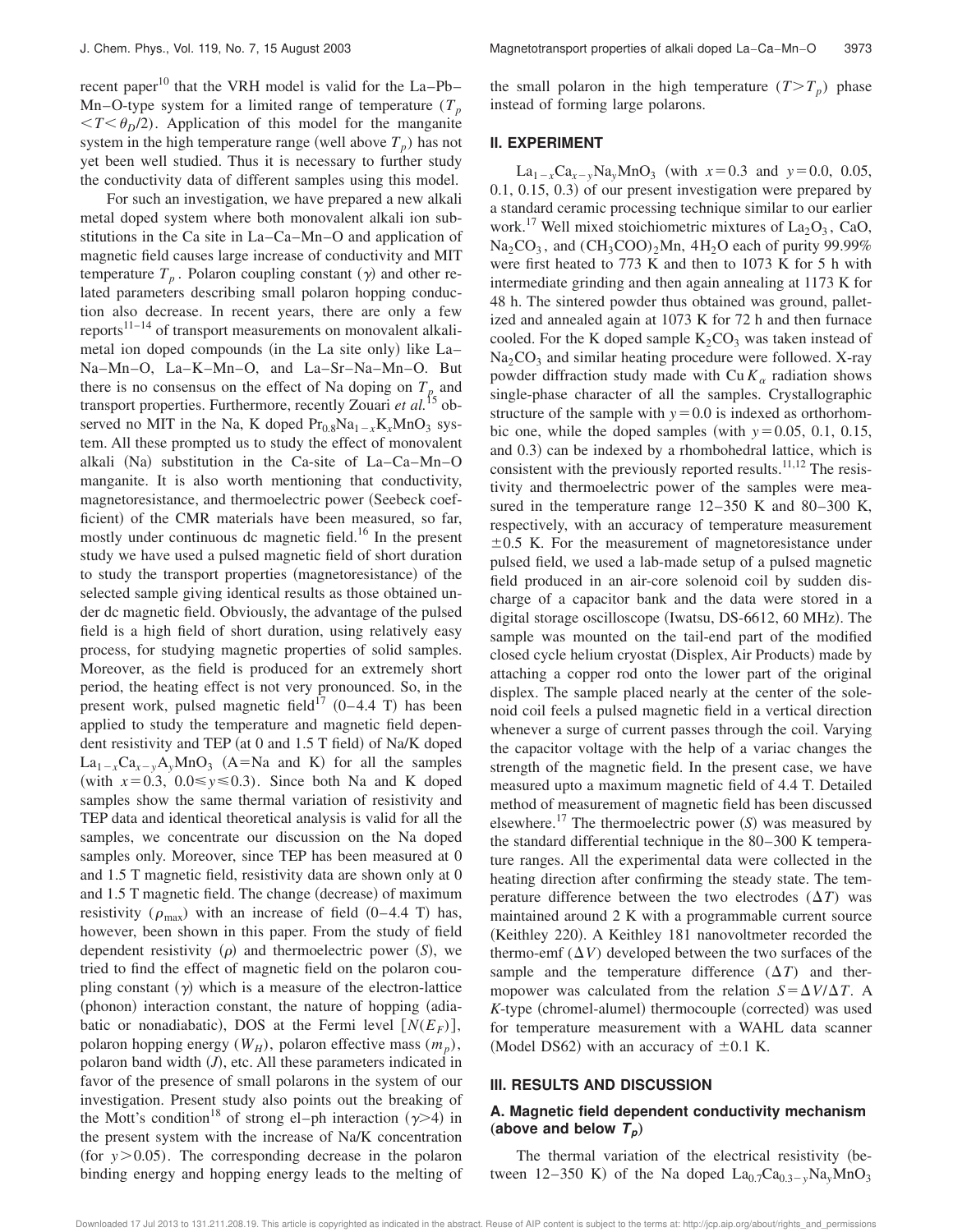recent paper[10] that the VRH model is valid for the La–Pb–Mn–O-type system for a limited range of temperature ($T_p < T < \theta_D/2$). Application of this model for the manganite system in the high temperature range (well above $T_p$) has not yet been well studied. Thus it is necessary to further study the conductivity data of different samples using this model.

For such an investigation, we have prepared a new alkali metal doped system where both monovalent alkali ion substitutions in the Ca site in La–Ca–Mn–O and application of magnetic field causes large increase of conductivity and MIT temperature $T_p$. Polaron coupling constant ($\gamma$) and other related parameters describing small polaron hopping conduction also decrease. In recent years, there are only a few reports[11–14] of transport measurements on monovalent alkali-metal ion doped compounds (in the La site only) like La–Na–Mn–O, La–K–Mn–O, and La–Sr–Na–Mn–O. But there is no consensus on the effect of Na doping on $T_p$ and transport properties. Furthermore, recently Zouari *et al.*[15] observed no MIT in the Na, K doped $Pr_{0.8}Na_{1-x}K_xMnO_3$ system. All these prompted us to study the effect of monovalent alkali (Na) substitution in the Ca-site of La–Ca–Mn–O manganite. It is also worth mentioning that conductivity, magnetoresistance, and thermoelectric power (Seebeck coefficient) of the CMR materials have been measured, so far, mostly under continuous dc magnetic field.[16] In the present study we have used a pulsed magnetic field of short duration to study the transport properties (magnetoresistance) of the selected sample giving identical results as those obtained under dc magnetic field. Obviously, the advantage of the pulsed field is a high field of short duration, using relatively easy process, for studying magnetic properties of solid samples. Moreover, as the field is produced for an extremely short period, the heating effect is not very pronounced. So, in the present work, pulsed magnetic field[17] (0–4.4 T) has been applied to study the temperature and magnetic field dependent resistivity and TEP (at 0 and 1.5 T field) of Na/K doped $La_{1-x}Ca_{x-y}A_yMnO_3$ (A=Na and K) for all the samples (with $x=0.3$, $0.0 \leq y \leq 0.3$). Since both Na and K doped samples show the same thermal variation of resistivity and TEP data and identical theoretical analysis is valid for all the samples, we concentrate our discussion on the Na doped samples only. Moreover, since TEP has been measured at 0 and 1.5 T magnetic field, resistivity data are shown only at 0 and 1.5 T magnetic field. The change (decrease) of maximum resistivity ($\rho_{max}$) with an increase of field (0–4.4 T) has, however, been shown in this paper. From the study of field dependent resistivity ($\rho$) and thermoelectric power ($S$), we tried to find the effect of magnetic field on the polaron coupling constant ($\gamma$) which is a measure of the electron-lattice (phonon) interaction constant, the nature of hopping (adiabatic or nonadiabatic), DOS at the Fermi level [$N(E_F)$], polaron hopping energy ($W_H$), polaron effective mass ($m_p$), polaron band width ($J$), etc. All these parameters indicated in favor of the presence of small polarons in the system of our investigation. Present study also points out the breaking of the Mott's condition[18] of strong el–ph interaction ($\gamma > 4$) in the present system with the increase of Na/K concentration (for $y > 0.05$). The corresponding decrease in the polaron binding energy and hopping energy leads to the melting of the small polaron in the high temperature ($T > T_p$) phase instead of forming large polarons.

## II. EXPERIMENT

$La_{1-x}Ca_{x-y}Na_yMnO_3$ (with $x=0.3$ and $y=0.0$, 0.05, 0.1, 0.15, 0.3) of our present investigation were prepared by a standard ceramic processing technique similar to our earlier work.[17] Well mixed stoichiometric mixtures of $La_2O_3$, CaO, $Na_2CO_3$, and $(CH_3COO)_2Mn$, $4H_2O$ each of purity 99.99% were first heated to 773 K and then to 1073 K for 5 h with intermediate grinding and then again annealing at 1173 K for 48 h. The sintered powder thus obtained was ground, palletized and annealed again at 1073 K for 72 h and then furnace cooled. For the K doped sample $K_2CO_3$ was taken instead of $Na_2CO_3$ and similar heating procedure were followed. X-ray powder diffraction study made with Cu $K_\alpha$ radiation shows single-phase character of all the samples. Crystallographic structure of the sample with $y=0.0$ is indexed as orthorhombic one, while the doped samples (with $y=0.05$, 0.1, 0.15, and 0.3) can be indexed by a rhombohedral lattice, which is consistent with the previously reported results.[11,12] The resistivity and thermoelectric power of the samples were measured in the temperature range 12–350 K and 80–300 K, respectively, with an accuracy of temperature measurement ±0.5 K. For the measurement of magnetoresistance under pulsed field, we used a lab-made setup of a pulsed magnetic field produced in an air-core solenoid coil by sudden discharge of a capacitor bank and the data were stored in a digital storage oscilloscope (Iwatsu, DS-6612, 60 MHz). The sample was mounted on the tail-end part of the modified closed cycle helium cryostat (Displex, Air Products) made by attaching a copper rod onto the lower part of the original displex. The sample placed nearly at the center of the solenoid coil feels a pulsed magnetic field in a vertical direction whenever a surge of current passes through the coil. Varying the capacitor voltage with the help of a variac changes the strength of the magnetic field. In the present case, we have measured upto a maximum magnetic field of 4.4 T. Detailed method of measurement of magnetic field has been discussed elsewhere.[17] The thermoelectric power ($S$) was measured by the standard differential technique in the 80–300 K temperature ranges. All the experimental data were collected in the heating direction after confirming the steady state. The temperature difference between the two electrodes ($\Delta T$) was maintained around 2 K with a programmable current source (Keithley 220). A Keithley 181 nanovoltmeter recorded the thermo-emf ($\Delta V$) developed between the two surfaces of the sample and the temperature difference ($\Delta T$) and thermopower was calculated from the relation $S=\Delta V/\Delta T$. A $K$-type (chromel-alumel) thermocouple (corrected) was used for temperature measurement with a WAHL data scanner (Model DS62) with an accuracy of ±0.1 K.

## III. RESULTS AND DISCUSSION

### A. Magnetic field dependent conductivity mechanism (above and below $T_p$)

The thermal variation of the electrical resistivity (between 12–350 K) of the Na doped $La_{0.7}Ca_{0.3-y}Na_yMnO_3$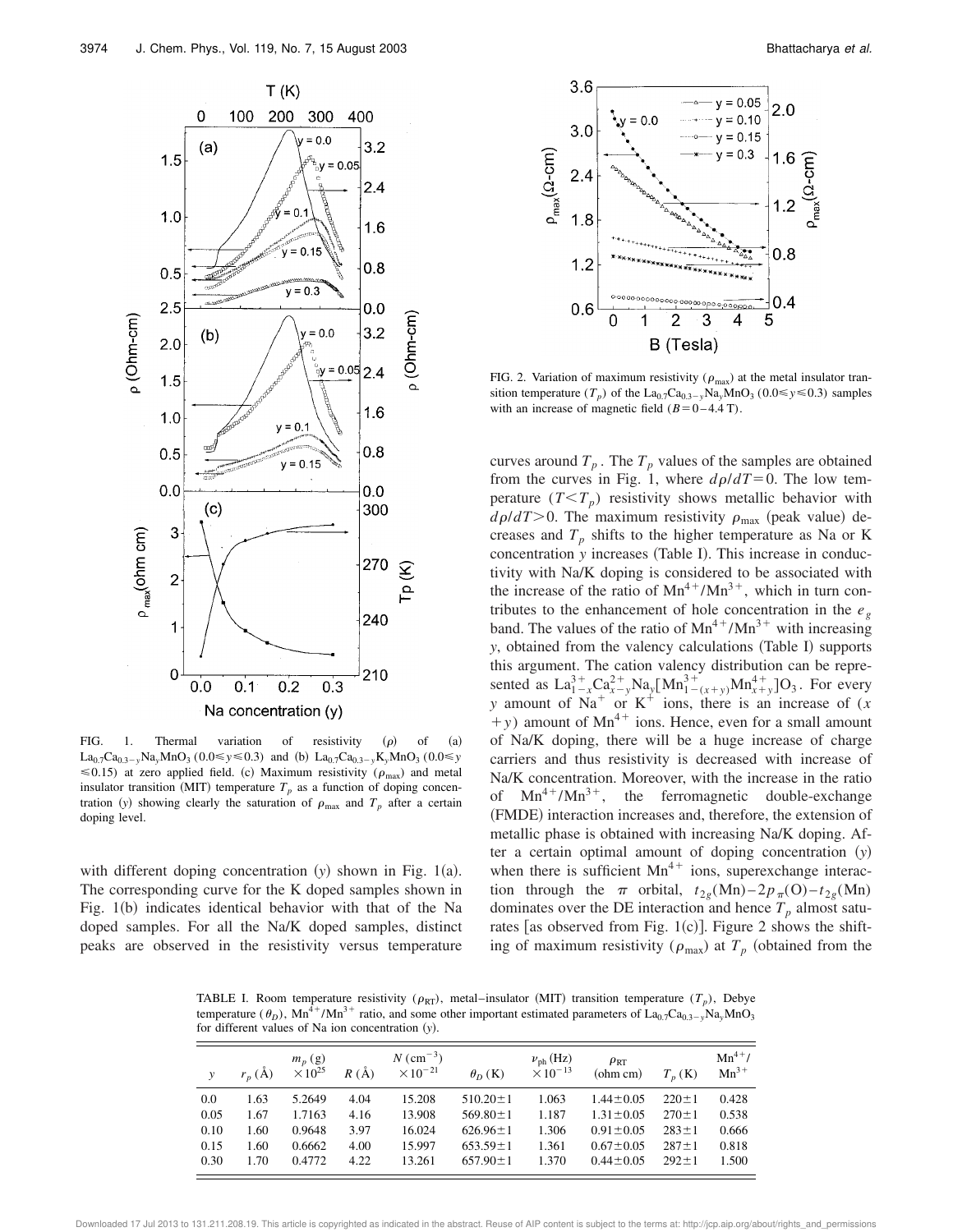FIG. 1. Thermal variation of resistivity ($\rho$) of (a) $La_{0.7}Ca_{0.3-y}Na_yMnO_3$ ($0.0 \leq y \leq 0.3$) and (b) $La_{0.7}Ca_{0.3-y}K_yMnO_3$ ($0.0 \leq y \leq 0.15$) at zero applied field. (c) Maximum resistivity ($\rho_{max}$) and metal insulator transition (MIT) temperature $T_p$ as a function of doping concentration ($y$) showing clearly the saturation of $\rho_{max}$ and $T_p$ after a certain doping level.

with different doping concentration ($y$) shown in Fig. 1(a). The corresponding curve for the K doped samples shown in Fig. 1(b) indicates identical behavior with that of the Na doped samples. For all the Na/K doped samples, distinct peaks are observed in the resistivity versus temperature curves around $T_p$. The $T_p$ values of the samples are obtained from the curves in Fig. 1, where $d\rho/dT = 0$. The low temperature ($T < T_p$) resistivity shows metallic behavior with $d\rho/dT > 0$. The maximum resistivity $\rho_{max}$ (peak value) decreases and $T_p$ shifts to the higher temperature as Na or K concentration $y$ increases (Table I). This increase in conductivity with Na/K doping is considered to be associated with the increase of the ratio of $Mn^{4+}/Mn^{3+}$, which in turn contributes to the enhancement of hole concentration in the $e_g$ band. The values of the ratio of $Mn^{4+}/Mn^{3+}$ with increasing $y$, obtained from the valency calculations (Table I) supports this argument. The cation valency distribution can be represented as $La^{3+}_{1-x}Ca^{2+}_{x-y}Na_y[Mn^{3+}_{1-(x+y)}Mn^{4+}_{x+y}]O_3$. For every $y$ amount of $Na^+$ or $K^+$ ions, there is an increase of $(x+y)$ amount of $Mn^{4+}$ ions. Hence, even for a small amount of Na/K doping, there will be a huge increase of charge carriers and thus resistivity is decreased with increase of Na/K concentration. Moreover, with the increase in the ratio of $Mn^{4+}/Mn^{3+}$, the ferromagnetic double-exchange (FMDE) interaction increases and, therefore, the extension of metallic phase is obtained with increasing Na/K doping. After a certain optimal amount of doping concentration ($y$) when there is sufficient $Mn^{4+}$ ions, superexchange interaction through the $\pi$ orbital, $t_{2g}(Mn)-2p_{\pi}(O)-t_{2g}(Mn)$ dominates over the DE interaction and hence $T_p$ almost saturates [as observed from Fig. 1(c)]. Figure 2 shows the shifting of maximum resistivity ($\rho_{max}$) at $T_p$ (obtained from the

FIG. 2. Variation of maximum resistivity ($\rho_{max}$) at the metal insulator transition temperature ($T_p$) of the $La_{0.7}Ca_{0.3-y}Na_yMnO_3$ ($0.0 \leq y \leq 0.3$) samples with an increase of magnetic field ($B = 0-4.4$ T).

TABLE I. Room temperature resistivity ($\rho_{RT}$), metal–insulator (MIT) transition temperature ($T_p$), Debye temperature ($\theta_D$), $Mn^{4+}/Mn^{3+}$ ratio, and some other important estimated parameters of $La_{0.7}Ca_{0.3-y}Na_yMnO_3$ for different values of Na ion concentration ($y$).

| $y$ | $r_p$ (Å) | $m_p$ (g) $\times 10^{25}$ | $R$ (Å) | $N$ ($cm^{-3}$) $\times 10^{-21}$ | $\theta_D$ (K) | $\nu_{ph}$ (Hz) $\times 10^{-13}$ | $\rho_{RT}$ (ohm cm) | $T_p$ (K) | $Mn^{4+}/Mn^{3+}$ |
|---|---|---|---|---|---|---|---|---|---|
| 0.0 | 1.63 | 5.2649 | 4.04 | 15.208 | 510.20±1 | 1.063 | 1.44±0.05 | 220±1 | 0.428 |
| 0.05 | 1.67 | 1.7163 | 4.16 | 13.908 | 569.80±1 | 1.187 | 1.31±0.05 | 270±1 | 0.538 |
| 0.10 | 1.60 | 0.9648 | 3.97 | 16.024 | 626.96±1 | 1.306 | 0.91±0.05 | 283±1 | 0.666 |
| 0.15 | 1.60 | 0.6662 | 4.00 | 15.997 | 653.59±1 | 1.361 | 0.67±0.05 | 287±1 | 0.818 |
| 0.30 | 1.70 | 0.4772 | 4.22 | 13.261 | 657.90±1 | 1.370 | 0.44±0.05 | 292±1 | 1.500 |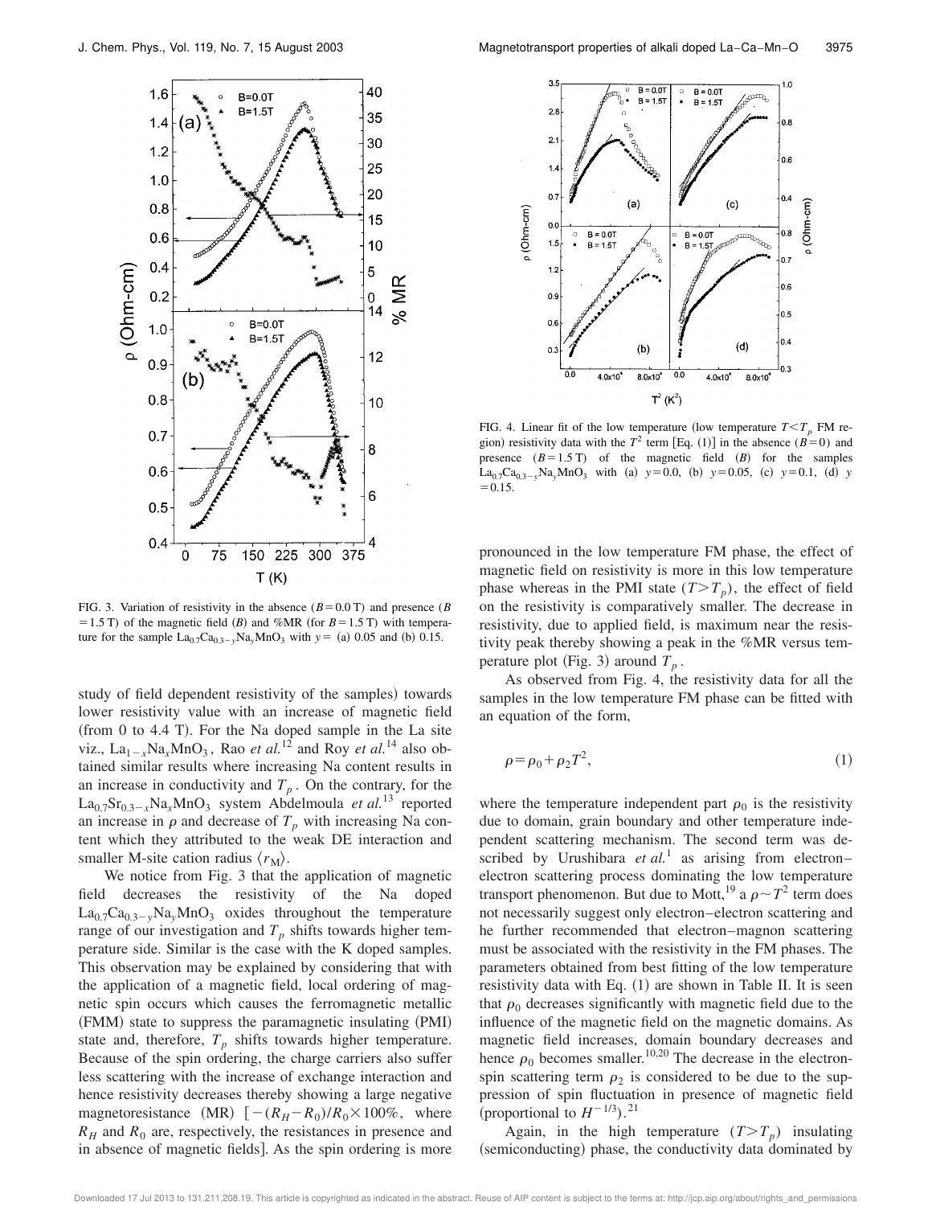FIG. 3. Variation of resistivity in the absence ($B=0.0$ T) and presence ($B=1.5$ T) of the magnetic field ($B$) and %MR (for $B=1.5$ T) with temperature for the sample $La_{0.7}Ca_{0.3-y}Na_yMnO_3$ with $y=$ (a) 0.05 and (b) 0.15.

study of field dependent resistivity of the samples) towards lower resistivity value with an increase of magnetic field (from 0 to 4.4 T). For the Na doped sample in the La site viz., $La_{1-x}Na_xMnO_3$, Rao *et al.*[12] and Roy *et al.*[14] also obtained similar results where increasing Na content results in an increase in conductivity and $T_p$. On the contrary, for the $La_{0.7}Sr_{0.3-x}Na_xMnO_3$ system Abdelmoula *et al.*[13] reported an increase in $\rho$ and decrease of $T_p$ with increasing Na content which they attributed to the weak DE interaction and smaller M-site cation radius $\langle r_M \rangle$.

We notice from Fig. 3 that the application of magnetic field decreases the resistivity of the Na doped $La_{0.7}Ca_{0.3-y}Na_yMnO_3$ oxides throughout the temperature range of our investigation and $T_p$ shifts towards higher temperature side. Similar is the case with the K doped samples. This observation may be explained by considering that with the application of a magnetic field, local ordering of magnetic spin occurs which causes the ferromagnetic metallic (FMM) state to suppress the paramagnetic insulating (PMI) state and, therefore, $T_p$ shifts towards higher temperature. Because of the spin ordering, the charge carriers also suffer less scattering with the increase of exchange interaction and hence resistivity decreases thereby showing a large negative magnetoresistance (MR) $[-(R_H-R_0)/R_0\times 100\%$, where $R_H$ and $R_0$ are, respectively, the resistances in presence and in absence of magnetic fields]. As the spin ordering is more pronounced in the low temperature FM phase, the effect of magnetic field on resistivity is more in this low temperature phase whereas in the PMI state ($T>T_p$), the effect of field on the resistivity is comparatively smaller. The decrease in resistivity, due to applied field, is maximum near the resistivity peak thereby showing a peak in the %MR versus temperature plot (Fig. 3) around $T_p$.

FIG. 4. Linear fit of the low temperature (low temperature $T<T_p$ FM region) resistivity data with the $T^2$ term [Eq. (1)] in the absence ($B=0$) and presence ($B=1.5$ T) of the magnetic field ($B$) for the samples $La_{0.7}Ca_{0.3-y}Na_yMnO_3$ with (a) $y=0.0$, (b) $y=0.05$, (c) $y=0.1$, (d) $y=0.15$.

As observed from Fig. 4, the resistivity data for all the samples in the low temperature FM phase can be fitted with an equation of the form,

$$\rho=\rho_0+\rho_2 T^2, \tag{1}$$

where the temperature independent part $\rho_0$ is the resistivity due to domain, grain boundary and other temperature independent scattering mechanism. The second term was described by Urushibara *et al.*[1] as arising from electron–electron scattering process dominating the low temperature transport phenomenon. But due to Mott,[19] a $\rho\sim T^2$ term does not necessarily suggest only electron–electron scattering and he further recommended that electron–magnon scattering must be associated with the resistivity in the FM phases. The parameters obtained from best fitting of the low temperature resistivity data with Eq. (1) are shown in Table II. It is seen that $\rho_0$ decreases significantly with magnetic field due to the influence of the magnetic field on the magnetic domains. As magnetic field increases, domain boundary decreases and hence $\rho_0$ becomes smaller.[10,20] The decrease in the electron-spin scattering term $\rho_2$ is considered to be due to the suppression of spin fluctuation in presence of magnetic field (proportional to $H^{-1/3}$).[21]

Again, in the high temperature ($T>T_p$) insulating (semiconducting) phase, the conductivity data dominated by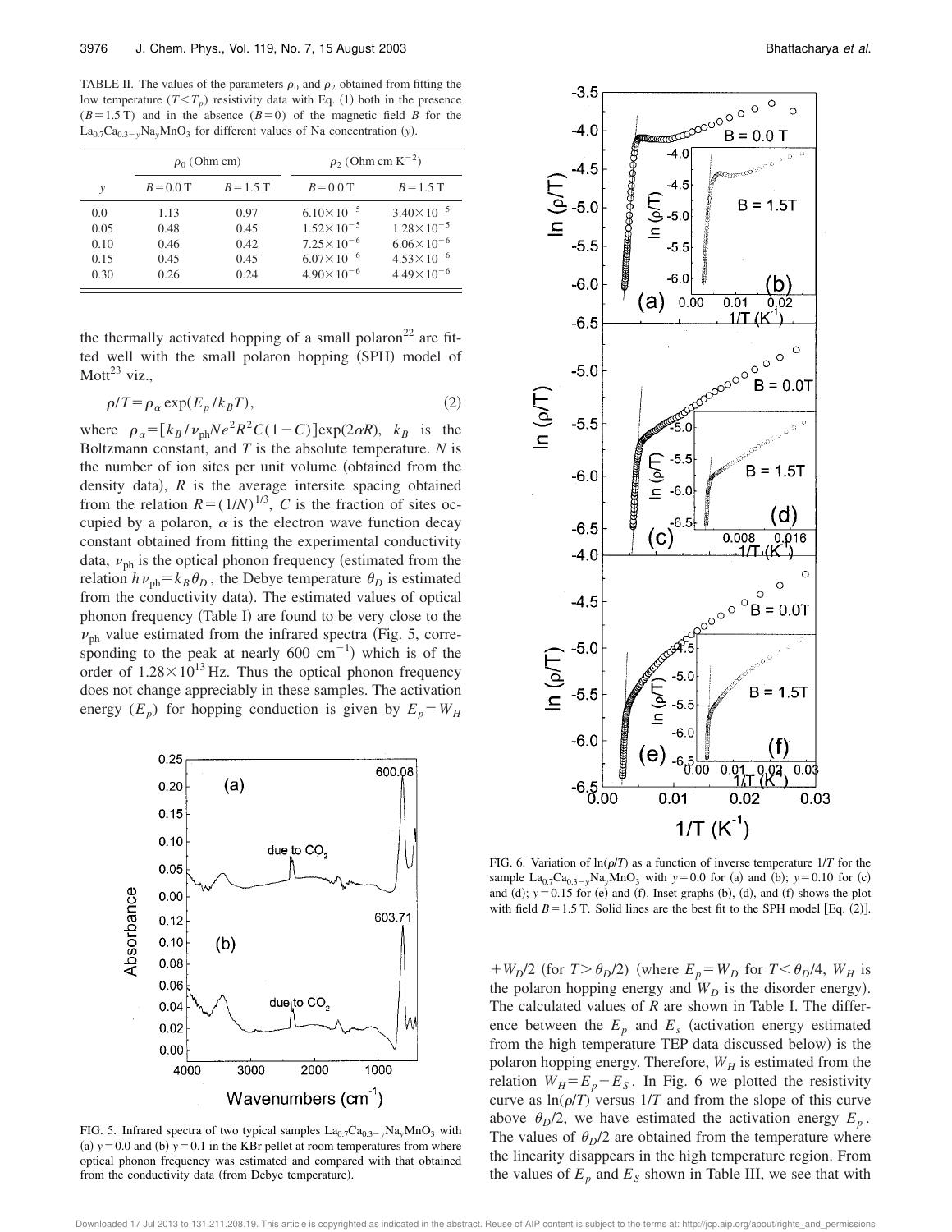TABLE II. The values of the parameters $\rho_0$ and $\rho_2$ obtained from fitting the low temperature ($T<T_p$) resistivity data with Eq. (1) both in the presence ($B=1.5$ T) and in the absence ($B=0$) of the magnetic field $B$ for the $La_{0.7}Ca_{0.3-y}Na_yMnO_3$ for different values of Na concentration ($y$).

| | $\rho_0$ (Ohm cm) | | $\rho_2$ (Ohm cm $K^{-2}$) | |
|---|---|---|---|---|
| $y$ | $B=0.0$ T | $B=1.5$ T | $B=0.0$ T | $B=1.5$ T |
| 0.0 | 1.13 | 0.97 | $6.10\times10^{-5}$ | $3.40\times10^{-5}$ |
| 0.05 | 0.48 | 0.45 | $1.52\times10^{-5}$ | $1.28\times10^{-5}$ |
| 0.10 | 0.46 | 0.42 | $7.25\times10^{-6}$ | $6.06\times10^{-6}$ |
| 0.15 | 0.45 | 0.45 | $6.07\times10^{-6}$ | $4.53\times10^{-6}$ |
| 0.30 | 0.26 | 0.24 | $4.90\times10^{-6}$ | $4.49\times10^{-6}$ |

the thermally activated hopping of a small polaron[22] are fitted well with the small polaron hopping (SPH) model of Mott[23] viz.,

$$\rho/T=\rho_\alpha \exp(E_p/k_BT), \tag{2}$$

where $\rho_\alpha=[k_B/\nu_{\mathrm{ph}}Ne^2R^2C(1-C)]\exp(2\alpha R)$, $k_B$ is the Boltzmann constant, and $T$ is the absolute temperature. $N$ is the number of ion sites per unit volume (obtained from the density data), $R$ is the average intersite spacing obtained from the relation $R=(1/N)^{1/3}$, $C$ is the fraction of sites occupied by a polaron, $\alpha$ is the electron wave function decay constant obtained from fitting the experimental conductivity data, $\nu_{\mathrm{ph}}$ is the optical phonon frequency (estimated from the relation $h\nu_{\mathrm{ph}}=k_B\theta_D$, the Debye temperature $\theta_D$ is estimated from the conductivity data). The estimated values of optical phonon frequency (Table I) are found to be very close to the $\nu_{\mathrm{ph}}$ value estimated from the infrared spectra (Fig. 5, corresponding to the peak at nearly 600 $\mathrm{cm}^{-1}$) which is of the order of $1.28\times10^{13}$ Hz. Thus the optical phonon frequency does not change appreciably in these samples. The activation energy ($E_p$) for hopping conduction is given by $E_p=W_H+W_D/2$ (for $T>\theta_D/2$) (where $E_p=W_D$ for $T<\theta_D/4$, $W_H$ is the polaron hopping energy and $W_D$ is the disorder energy). The calculated values of $R$ are shown in Table I. The difference between the $E_p$ and $E_s$ (activation energy estimated from the high temperature TEP data discussed below) is the polaron hopping energy. Therefore, $W_H$ is estimated from the relation $W_H=E_p-E_S$. In Fig. 6 we plotted the resistivity curve as $\ln(\rho/T)$ versus $1/T$ and from the slope of this curve above $\theta_D/2$, we have estimated the activation energy $E_p$. The values of $\theta_D/2$ are obtained from the temperature where the linearity disappears in the high temperature region. From the values of $E_p$ and $E_S$ shown in Table III, we see that with

FIG. 5. Infrared spectra of two typical samples $La_{0.7}Ca_{0.3-y}Na_yMnO_3$ with (a) $y=0.0$ and (b) $y=0.1$ in the KBr pellet at room temperatures from where optical phonon frequency was estimated and compared with that obtained from the conductivity data (from Debye temperature).

FIG. 6. Variation of $\ln(\rho/T)$ as a function of inverse temperature $1/T$ for the sample $La_{0.7}Ca_{0.3-y}Na_yMnO_3$ with $y=0.0$ for (a) and (b); $y=0.10$ for (c) and (d); $y=0.15$ for (e) and (f). Inset graphs (b), (d), and (f) shows the plot with field $B=1.5$ T. Solid lines are the best fit to the SPH model [Eq. (2)].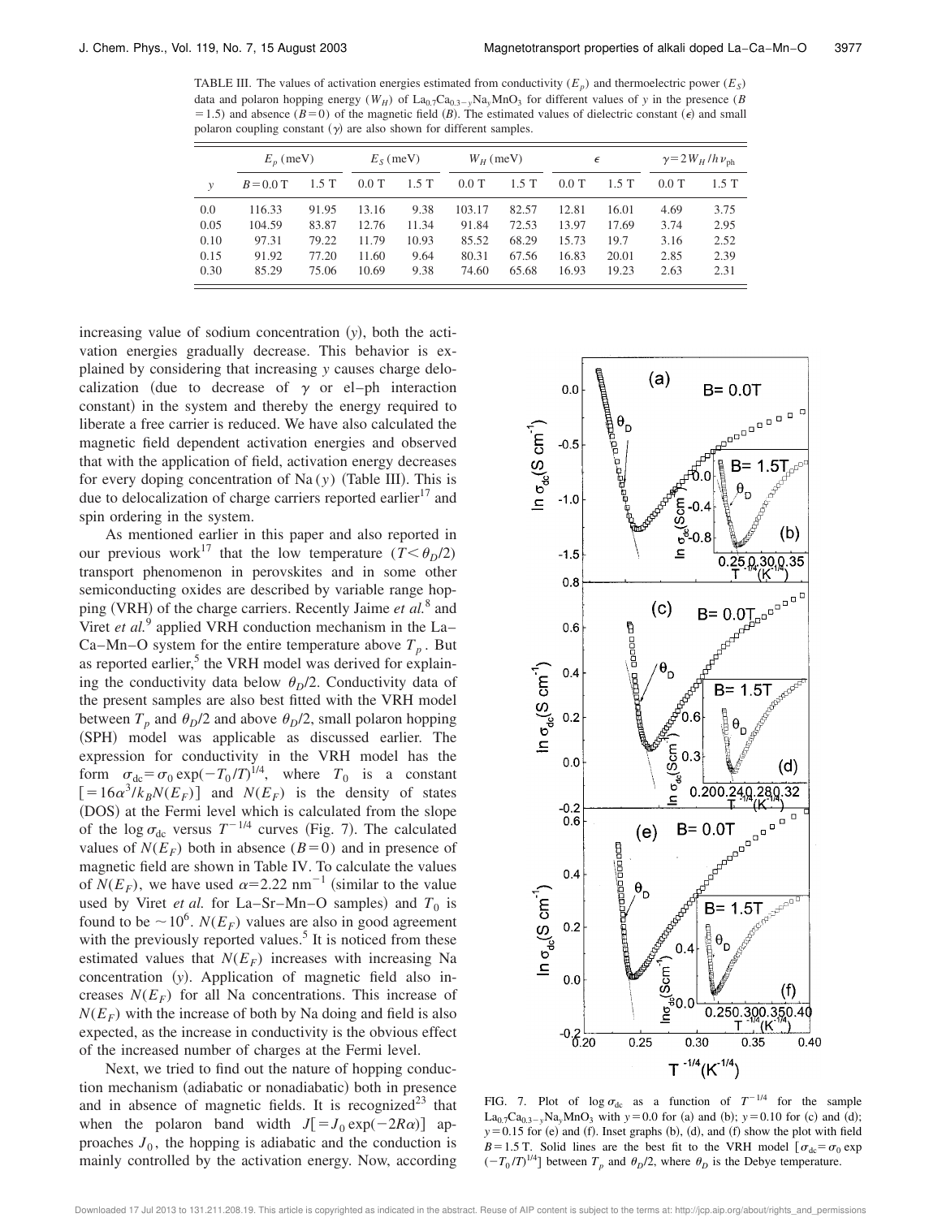TABLE III. The values of activation energies estimated from conductivity ($E_p$) and thermoelectric power ($E_S$) data and polaron hopping energy ($W_H$) of $La_{0.7}Ca_{0.3-y}Na_yMnO_3$ for different values of $y$ in the presence ($B = 1.5$) and absence ($B=0$) of the magnetic field ($B$). The estimated values of dielectric constant ($\epsilon$) and small polaron coupling constant ($\gamma$) are also shown for different samples.

| | $E_p$ (meV) | | $E_S$ (meV) | | $W_H$ (meV) | | $\epsilon$ | | $\gamma = 2W_H/h\nu_{ph}$ | |
|---|---|---|---|---|---|---|---|---|---|---|
| $y$ | $B=0.0$ T | 1.5 T | 0.0 T | 1.5 T | 0.0 T | 1.5 T | 0.0 T | 1.5 T | 0.0 T | 1.5 T |
| 0.0 | 116.33 | 91.95 | 13.16 | 9.38 | 103.17 | 82.57 | 12.81 | 16.01 | 4.69 | 3.75 |
| 0.05 | 104.59 | 83.87 | 12.76 | 11.34 | 91.84 | 72.53 | 13.97 | 17.69 | 3.74 | 2.95 |
| 0.10 | 97.31 | 79.22 | 11.79 | 10.93 | 85.52 | 68.29 | 15.73 | 19.7 | 3.16 | 2.52 |
| 0.15 | 91.92 | 77.20 | 11.60 | 9.64 | 80.31 | 67.56 | 16.83 | 20.01 | 2.85 | 2.39 |
| 0.30 | 85.29 | 75.06 | 10.69 | 9.38 | 74.60 | 65.68 | 16.93 | 19.23 | 2.63 | 2.31 |

increasing value of sodium concentration ($y$), both the activation energies gradually decrease. This behavior is explained by considering that increasing $y$ causes charge delocalization (due to decrease of $\gamma$ or el–ph interaction constant) in the system and thereby the energy required to liberate a free carrier is reduced. We have also calculated the magnetic field dependent activation energies and observed that with the application of field, activation energy decreases for every doping concentration of Na ($y$) (Table III). This is due to delocalization of charge carriers reported earlier[17] and spin ordering in the system.

As mentioned earlier in this paper and also reported in our previous work[17] that the low temperature ($T<\theta_D/2$) transport phenomenon in perovskites and in some other semiconducting oxides are described by variable range hopping (VRH) of the charge carriers. Recently Jaime *et al.*[8] and Viret *et al.*[9] applied VRH conduction mechanism in the La–Ca–Mn–O system for the entire temperature above $T_p$. But as reported earlier,[5] the VRH model was derived for explaining the conductivity data below $\theta_D/2$. Conductivity data of the present samples are also best fitted with the VRH model between $T_p$ and $\theta_D/2$ and above $\theta_D/2$, small polaron hopping (SPH) model was applicable as discussed earlier. The expression for conductivity in the VRH model has the form $\sigma_{dc} = \sigma_0 \exp(-T_0/T)^{1/4}$, where $T_0$ is a constant $[=16\alpha^3/k_B N(E_F)]$ and $N(E_F)$ is the density of states (DOS) at the Fermi level which is calculated from the slope of the $\log \sigma_{dc}$ versus $T^{-1/4}$ curves (Fig. 7). The calculated values of $N(E_F)$ both in absence ($B=0$) and in presence of magnetic field are shown in Table IV. To calculate the values of $N(E_F)$, we have used $\alpha = 2.22\ \text{nm}^{-1}$ (similar to the value used by Viret *et al.* for La–Sr–Mn–O samples) and $T_0$ is found to be $\sim 10^6$. $N(E_F)$ values are also in good agreement with the previously reported values.[5] It is noticed from these estimated values that $N(E_F)$ increases with increasing Na concentration ($y$). Application of magnetic field also increases $N(E_F)$ for all Na concentrations. This increase of $N(E_F)$ with the increase of both by Na doing and field is also expected, as the increase in conductivity is the obvious effect of the increased number of charges at the Fermi level.

Next, we tried to find out the nature of hopping conduction mechanism (adiabatic or nonadiabatic) both in presence and in absence of magnetic fields. It is recognized[23] that when the polaron band width $J[=J_0 \exp(-2R\alpha)]$ approaches $J_0$, the hopping is adiabatic and the conduction is mainly controlled by the activation energy. Now, according

FIG. 7. Plot of $\log \sigma_{dc}$ as a function of $T^{-1/4}$ for the sample $La_{0.7}Ca_{0.3-y}Na_yMnO_3$ with $y=0.0$ for (a) and (b); $y=0.10$ for (c) and (d); $y=0.15$ for (e) and (f). Inset graphs (b), (d), and (f) show the plot with field $B=1.5$ T. Solid lines are the best fit to the VRH model $[\sigma_{dc} = \sigma_0 \exp(-T_0/T)^{1/4}]$ between $T_p$ and $\theta_D/2$, where $\theta_D$ is the Debye temperature.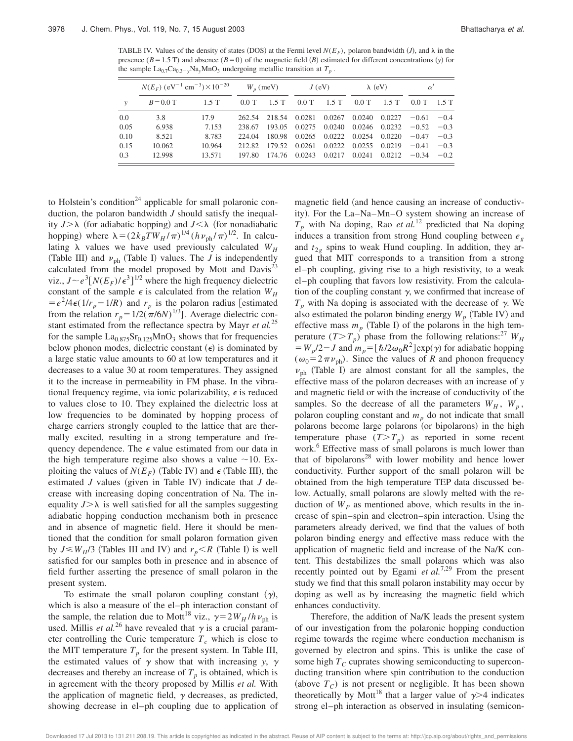TABLE IV. Values of the density of states (DOS) at the Fermi level $N(E_F)$, polaron bandwidth ($J$), and $\lambda$ in the presence ($B=1.5$ T) and absence ($B=0$) of the magnetic field ($B$) estimated for different concentrations ($y$) for the sample $La_{0.7}Ca_{0.3-y}Na_yMnO_3$ undergoing metallic transition at $T_p$.

| | $N(E_F)$ ($eV^{-1}$ $cm^{-3}$)$\times 10^{-20}$ | | $W_p$ (meV) | | $J$ (eV) | | $\lambda$ (eV) | | $\alpha'$ | |
|---|---|---|---|---|---|---|---|---|---|---|
| $y$ | $B=0.0$ T | 1.5 T | 0.0 T | 1.5 T | 0.0 T | 1.5 T | 0.0 T | 1.5 T | 0.0 T | 1.5 T |
| 0.0 | 3.8 | 17.9 | 262.54 | 218.54 | 0.0281 | 0.0267 | 0.0240 | 0.0227 | −0.61 | −0.4 |
| 0.05 | 6.938 | 7.153 | 238.67 | 193.05 | 0.0275 | 0.0240 | 0.0246 | 0.0232 | −0.52 | −0.3 |
| 0.10 | 8.521 | 8.783 | 224.04 | 180.98 | 0.0265 | 0.0222 | 0.0254 | 0.0220 | −0.47 | −0.3 |
| 0.15 | 10.062 | 10.964 | 212.82 | 179.52 | 0.0261 | 0.0222 | 0.0255 | 0.0219 | −0.41 | −0.3 |
| 0.3 | 12.998 | 13.571 | 197.80 | 174.76 | 0.0243 | 0.0217 | 0.0241 | 0.0212 | −0.34 | −0.2 |

to Holstein's condition[24] applicable for small polaronic conduction, the polaron bandwidth $J$ should satisfy the inequality $J>\lambda$ (for adiabatic hopping) and $J<\lambda$ (for nonadiabatic hopping) where $\lambda=(2k_BTW_H/\pi)^{1/4}(h\nu_{ph}/\pi)^{1/2}$. In calculating $\lambda$ values we have used previously calculated $W_H$ (Table III) and $\nu_{ph}$ (Table I) values. The $J$ is independently calculated from the model proposed by Mott and Davis[23] viz., $J\sim e^3[N(E_F)/\epsilon^3]^{1/2}$ where the high frequency dielectric constant of the sample $\epsilon$ is calculated from the relation $W_H=e^2/4\epsilon(1/r_p-1/R)$ and $r_p$ is the polaron radius [estimated from the relation $r_p=1/2(\pi/6N)^{1/3}$]. Average dielectric constant estimated from the reflectance spectra by Mayr *et al.*[25] for the sample $La_{0.875}Sr_{0.125}MnO_3$ shows that for frequencies below phonon modes, dielectric constant ($\epsilon$) is dominated by a large static value amounts to 60 at low temperatures and it decreases to a value 30 at room temperatures. They assigned it to the increase in permeability in FM phase. In the vibrational frequency regime, via ionic polarizability, $\epsilon$ is reduced to values close to 10. They explained the dielectric loss at low frequencies to be dominated by hopping process of charge carriers strongly coupled to the lattice that are thermally excited, resulting in a strong temperature and frequency dependence. The $\epsilon$ value estimated from our data in the high temperature regime also shows a value $\sim$10. Exploiting the values of $N(E_F)$ (Table IV) and $\epsilon$ (Table III), the estimated $J$ values (given in Table IV) indicate that $J$ decrease with increasing doping concentration of Na. The inequality $J>\lambda$ is well satisfied for all the samples suggesting adiabatic hopping conduction mechanism both in presence and in absence of magnetic field. Here it should be mentioned that the condition for small polaron formation given by $J\leqslant W_H/3$ (Tables III and IV) and $r_p<R$ (Table I) is well satisfied for our samples both in presence and in absence of field further asserting the presence of small polaron in the present system.

To estimate the small polaron coupling constant ($\gamma$), which is also a measure of the el–ph interaction constant of the sample, the relation due to Mott[18] viz., $\gamma=2W_H/h\nu_{ph}$ is used. Millis *et al.*[26] have revealed that $\gamma$ is a crucial parameter controlling the Curie temperature $T_c$ which is close to the MIT temperature $T_p$ for the present system. In Table III, the estimated values of $\gamma$ show that with increasing $y$, $\gamma$ decreases and thereby an increase of $T_p$ is obtained, which is in agreement with the theory proposed by Millis *et al.* With the application of magnetic field, $\gamma$ decreases, as predicted, showing decrease in el–ph coupling due to application of magnetic field (and hence causing an increase of conductivity). For the La–Na–Mn–O system showing an increase of $T_p$ with Na doping, Rao *et al.*[12] predicted that Na doping induces a transition from strong Hund coupling between $e_g$ and $t_{2g}$ spins to weak Hund coupling. In addition, they argued that MIT corresponds to a transition from a strong el–ph coupling, giving rise to a high resistivity, to a weak el–ph coupling that favors low resistivity. From the calculation of the coupling constant $\gamma$, we confirmed that increase of $T_p$ with Na doping is associated with the decrease of $\gamma$. We also estimated the polaron binding energy $W_p$ (Table IV) and effective mass $m_p$ (Table I) of the polarons in the high temperature ($T>T_p$) phase from the following relations:[27] $W_H=W_p/2-J$ and $m_p=[\hbar/2\omega_0R^2]\exp(\gamma)$ for adiabatic hopping ($\omega_0=2\pi\nu_{ph}$). Since the values of $R$ and phonon frequency $\nu_{ph}$ (Table I) are almost constant for all the samples, the effective mass of the polaron decreases with an increase of $y$ and magnetic field or with the increase of conductivity of the samples. So the decrease of all the parameters $W_H$, $W_p$, polaron coupling constant and $m_p$ do not indicate that small polarons become large polarons (or bipolarons) in the high temperature phase ($T>T_p$) as reported in some recent work.[6] Effective mass of small polarons is much lower than that of bipolarons[28] with lower mobility and hence lower conductivity. Further support of the small polaron will be obtained from the high temperature TEP data discussed below. Actually, small polarons are slowly melted with the reduction of $W_P$ as mentioned above, which results in the increase of spin–spin and electron–spin interaction. Using the parameters already derived, we find that the values of both polaron binding energy and effective mass reduce with the application of magnetic field and increase of the Na/K content. This destabilizes the small polarons which was also recently pointed out by Egami *et al.*[7,29] From the present study we find that this small polaron instability may occur by doping as well as by increasing the magnetic field which enhances conductivity.

Therefore, the addition of Na/K leads the present system of our investigation from the polaronic hopping conduction regime towards the regime where conduction mechanism is governed by electron and spins. This is unlike the case of some high $T_C$ cuprates showing semiconducting to superconducting transition where spin contribution to the conduction (above $T_C$) is not present or negligible. It has been shown theoretically by Mott[18] that a larger value of $\gamma>4$ indicates strong el–ph interaction as observed in insulating (semicon-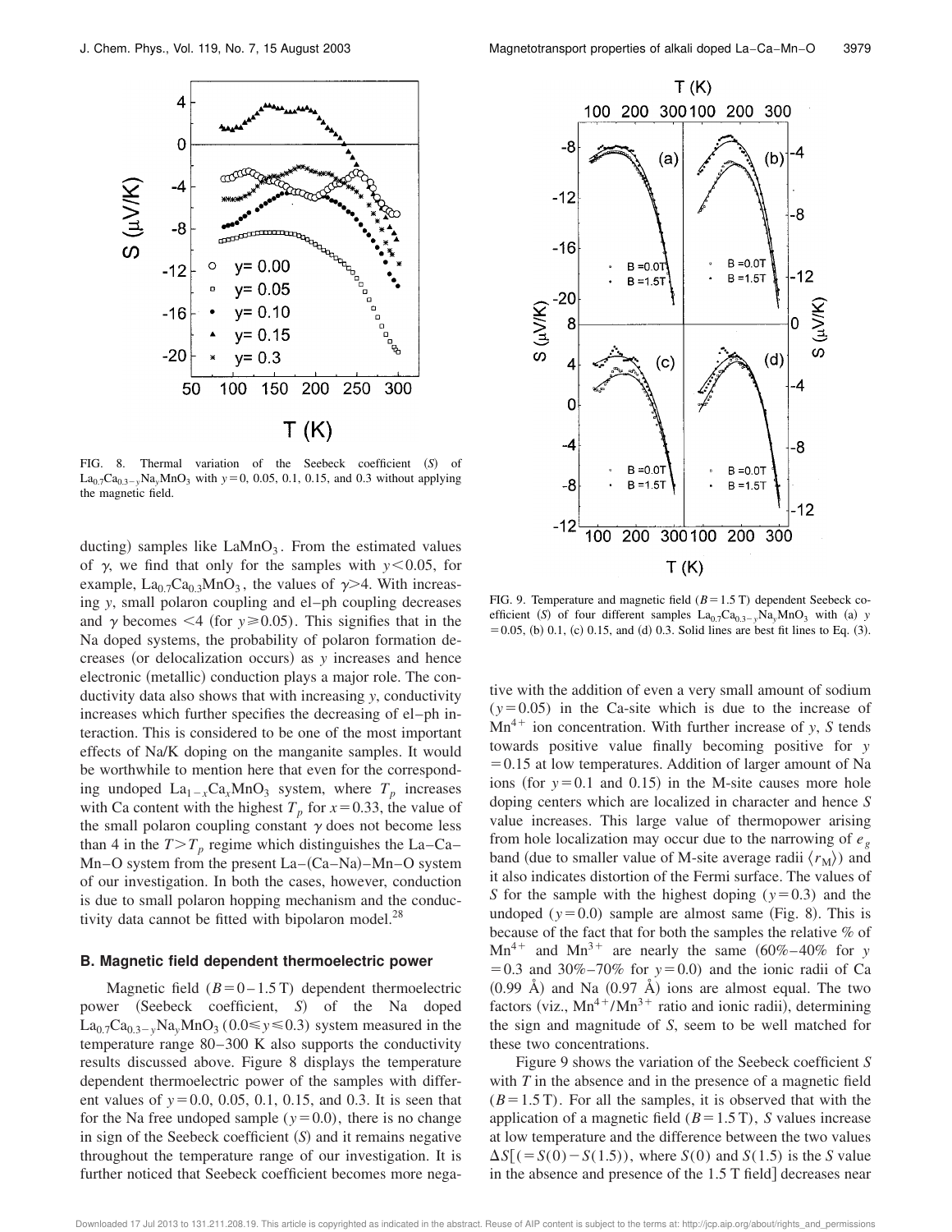FIG. 8. Thermal variation of the Seebeck coefficient ($S$) of $La_{0.7}Ca_{0.3-y}Na_yMnO_3$ with $y=0$, 0.05, 0.1, 0.15, and 0.3 without applying the magnetic field.

ducting) samples like $LaMnO_3$. From the estimated values of $\gamma$, we find that only for the samples with $y<0.05$, for example, $La_{0.7}Ca_{0.3}MnO_3$, the values of $\gamma>4$. With increasing $y$, small polaron coupling and el–ph coupling decreases and $\gamma$ becomes $<4$ (for $y\geq 0.05$). This signifies that in the Na doped systems, the probability of polaron formation decreases (or delocalization occurs) as $y$ increases and hence electronic (metallic) conduction plays a major role. The conductivity data also shows that with increasing $y$, conductivity increases which further specifies the decreasing of el–ph interaction. This is considered to be one of the most important effects of Na/K doping on the manganite samples. It would be worthwhile to mention here that even for the corresponding undoped $La_{1-x}Ca_xMnO_3$ system, where $T_p$ increases with Ca content with the highest $T_p$ for $x=0.33$, the value of the small polaron coupling constant $\gamma$ does not become less than 4 in the $T>T_p$ regime which distinguishes the La–Ca–Mn–O system from the present La–(Ca–Na)–Mn–O system of our investigation. In both the cases, however, conduction is due to small polaron hopping mechanism and the conductivity data cannot be fitted with bipolaron model.[28]

### B. Magnetic field dependent thermoelectric power

Magnetic field ($B=0$–1.5 T) dependent thermoelectric power (Seebeck coefficient, $S$) of the Na doped $La_{0.7}Ca_{0.3-y}Na_yMnO_3$ ($0.0\leq y\leq 0.3$) system measured in the temperature range 80–300 K also supports the conductivity results discussed above. Figure 8 displays the temperature dependent thermoelectric power of the samples with different values of $y=0.0$, 0.05, 0.1, 0.15, and 0.3. It is seen that for the Na free undoped sample ($y=0.0$), there is no change in sign of the Seebeck coefficient ($S$) and it remains negative throughout the temperature range of our investigation. It is further noticed that Seebeck coefficient becomes more negative with the addition of even a very small amount of sodium ($y=0.05$) in the Ca-site which is due to the increase of $Mn^{4+}$ ion concentration. With further increase of $y$, $S$ tends towards positive value finally becoming positive for $y=0.15$ at low temperatures. Addition of larger amount of Na ions (for $y=0.1$ and 0.15) in the M-site causes more hole doping centers which are localized in character and hence $S$ value increases. This large value of thermopower arising from hole localization may occur due to the narrowing of $e_g$ band (due to smaller value of M-site average radii $\langle r_M\rangle$) and it also indicates distortion of the Fermi surface. The values of $S$ for the sample with the highest doping ($y=0.3$) and the undoped ($y=0.0$) sample are almost same (Fig. 8). This is because of the fact that for both the samples the relative % of $Mn^{4+}$ and $Mn^{3+}$ are nearly the same (60%–40% for $y=0.3$ and 30%–70% for $y=0.0$) and the ionic radii of Ca (0.99 Å) and Na (0.97 Å) ions are almost equal. The two factors (viz., $Mn^{4+}/Mn^{3+}$ ratio and ionic radii), determining the sign and magnitude of $S$, seem to be well matched for these two concentrations.

FIG. 9. Temperature and magnetic field ($B=1.5$ T) dependent Seebeck coefficient ($S$) of four different samples $La_{0.7}Ca_{0.3-y}Na_yMnO_3$ with (a) $y=0.05$, (b) 0.1, (c) 0.15, and (d) 0.3. Solid lines are best fit lines to Eq. (3).

Figure 9 shows the variation of the Seebeck coefficient $S$ with $T$ in the absence and in the presence of a magnetic field ($B=1.5$ T). For all the samples, it is observed that with the application of a magnetic field ($B=1.5$ T), $S$ values increase at low temperature and the difference between the two values $\Delta S[(=S(0)-S(1.5))$, where $S(0)$ and $S(1.5)$ is the $S$ value in the absence and presence of the 1.5 T field] decreases near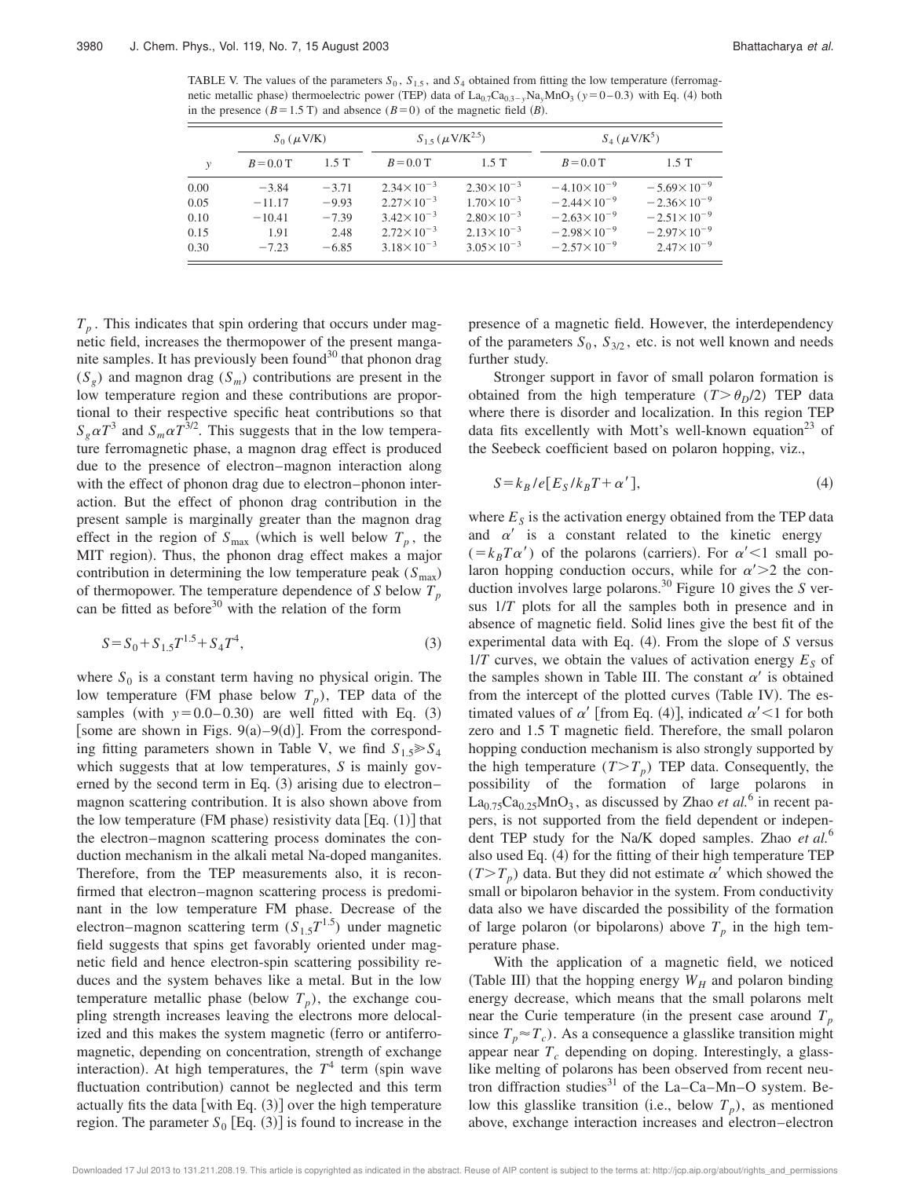TABLE V. The values of the parameters $S_0$, $S_{1.5}$, and $S_4$ obtained from fitting the low temperature (ferromagnetic metallic phase) thermoelectric power (TEP) data of $La_{0.7}Ca_{0.3-y}Na_yMnO_3$ ($y=0-0.3$) with Eq. (4) both in the presence ($B=1.5$ T) and absence ($B=0$) of the magnetic field ($B$).

| | $S_0$ ($\mu$V/K) | | $S_{1.5}$ ($\mu$V/K$^{2.5}$) | | $S_4$ ($\mu$V/K$^5$) | |
|---|---|---|---|---|---|---|
| $y$ | $B=0.0$ T | 1.5 T | $B=0.0$ T | 1.5 T | $B=0.0$ T | 1.5 T |
| 0.00 | −3.84 | −3.71 | $2.34\times10^{-3}$ | $2.30\times10^{-3}$ | $-4.10\times10^{-9}$ | $-5.69\times10^{-9}$ |
| 0.05 | −11.17 | −9.93 | $2.27\times10^{-3}$ | $1.70\times10^{-3}$ | $-2.44\times10^{-9}$ | $-2.36\times10^{-9}$ |
| 0.10 | −10.41 | −7.39 | $3.42\times10^{-3}$ | $2.80\times10^{-3}$ | $-2.63\times10^{-9}$ | $-2.51\times10^{-9}$ |
| 0.15 | 1.91 | 2.48 | $2.72\times10^{-3}$ | $2.13\times10^{-3}$ | $-2.98\times10^{-9}$ | $-2.97\times10^{-9}$ |
| 0.30 | −7.23 | −6.85 | $3.18\times10^{-3}$ | $3.05\times10^{-3}$ | $-2.57\times10^{-9}$ | $2.47\times10^{-9}$ |

$T_p$. This indicates that spin ordering that occurs under magnetic field, increases the thermopower of the present manganite samples. It has previously been found[30] that phonon drag ($S_g$) and magnon drag ($S_m$) contributions are present in the low temperature region and these contributions are proportional to their respective specific heat contributions so that $S_g \alpha T^3$ and $S_m \alpha T^{3/2}$. This suggests that in the low temperature ferromagnetic phase, a magnon drag effect is produced due to the presence of electron–magnon interaction along with the effect of phonon drag due to electron–phonon interaction. But the effect of phonon drag contribution in the present sample is marginally greater than the magnon drag effect in the region of $S_{\max}$ (which is well below $T_p$, the MIT region). Thus, the phonon drag effect makes a major contribution in determining the low temperature peak ($S_{\max}$) of thermopower. The temperature dependence of $S$ below $T_p$ can be fitted as before[30] with the relation of the form

$$S=S_0+S_{1.5}T^{1.5}+S_4T^4, \tag{3}$$

where $S_0$ is a constant term having no physical origin. The low temperature (FM phase below $T_p$), TEP data of the samples (with $y=0.0-0.30$) are well fitted with Eq. (3) [some are shown in Figs. 9(a)–9(d)]. From the corresponding fitting parameters shown in Table V, we find $S_{1.5} \gg S_4$ which suggests that at low temperatures, $S$ is mainly governed by the second term in Eq. (3) arising due to electron–magnon scattering contribution. It is also shown above from the low temperature (FM phase) resistivity data [Eq. (1)] that the electron–magnon scattering process dominates the conduction mechanism in the alkali metal Na-doped manganites. Therefore, from the TEP measurements also, it is reconfirmed that electron–magnon scattering process is predominant in the low temperature FM phase. Decrease of the electron–magnon scattering term ($S_{1.5}T^{1.5}$) under magnetic field suggests that spins get favorably oriented under magnetic field and hence electron-spin scattering possibility reduces and the system behaves like a metal. But in the low temperature metallic phase (below $T_p$), the exchange coupling strength increases leaving the electrons more delocalized and this makes the system magnetic (ferro or antiferromagnetic, depending on concentration, strength of exchange interaction). At high temperatures, the $T^4$ term (spin wave fluctuation contribution) cannot be neglected and this term actually fits the data [with Eq. (3)] over the high temperature region. The parameter $S_0$ [Eq. (3)] is found to increase in the presence of a magnetic field. However, the interdependency of the parameters $S_0$, $S_{3/2}$, etc. is not well known and needs further study.

Stronger support in favor of small polaron formation is obtained from the high temperature ($T>\theta_D/2$) TEP data where there is disorder and localization. In this region TEP data fits excellently with Mott's well-known equation[23] of the Seebeck coefficient based on polaron hopping, viz.,

$$S=k_B/e[E_S/k_BT+\alpha'], \tag{4}$$

where $E_S$ is the activation energy obtained from the TEP data and $\alpha'$ is a constant related to the kinetic energy ($=k_BT\alpha'$) of the polarons (carriers). For $\alpha'<1$ small polaron hopping conduction occurs, while for $\alpha'>2$ the conduction involves large polarons.[30] Figure 10 gives the $S$ versus $1/T$ plots for all the samples both in presence and in absence of magnetic field. Solid lines give the best fit of the experimental data with Eq. (4). From the slope of $S$ versus $1/T$ curves, we obtain the values of activation energy $E_S$ of the samples shown in Table III. The constant $\alpha'$ is obtained from the intercept of the plotted curves (Table IV). The estimated values of $\alpha'$ [from Eq. (4)], indicated $\alpha'<1$ for both zero and 1.5 T magnetic field. Therefore, the small polaron hopping conduction mechanism is also strongly supported by the high temperature ($T>T_p$) TEP data. Consequently, the possibility of the formation of large polarons in $La_{0.75}Ca_{0.25}MnO_3$, as discussed by Zhao *et al.*[6] in recent papers, is not supported from the field dependent or independent TEP study for the Na/K doped samples. Zhao *et al.*[6] also used Eq. (4) for the fitting of their high temperature TEP ($T>T_p$) data. But they did not estimate $\alpha'$ which showed the small or bipolaron behavior in the system. From conductivity data also we have discarded the possibility of the formation of large polaron (or bipolarons) above $T_p$ in the high temperature phase.

With the application of a magnetic field, we noticed (Table III) that the hopping energy $W_H$ and polaron binding energy decrease, which means that the small polarons melt near the Curie temperature (in the present case around $T_p$ since $T_p \approx T_c$). As a consequence a glasslike transition might appear near $T_c$ depending on doping. Interestingly, a glasslike melting of polarons has been observed from recent neutron diffraction studies[31] of the La–Ca–Mn–O system. Below this glasslike transition (i.e., below $T_p$), as mentioned above, exchange interaction increases and electron–electron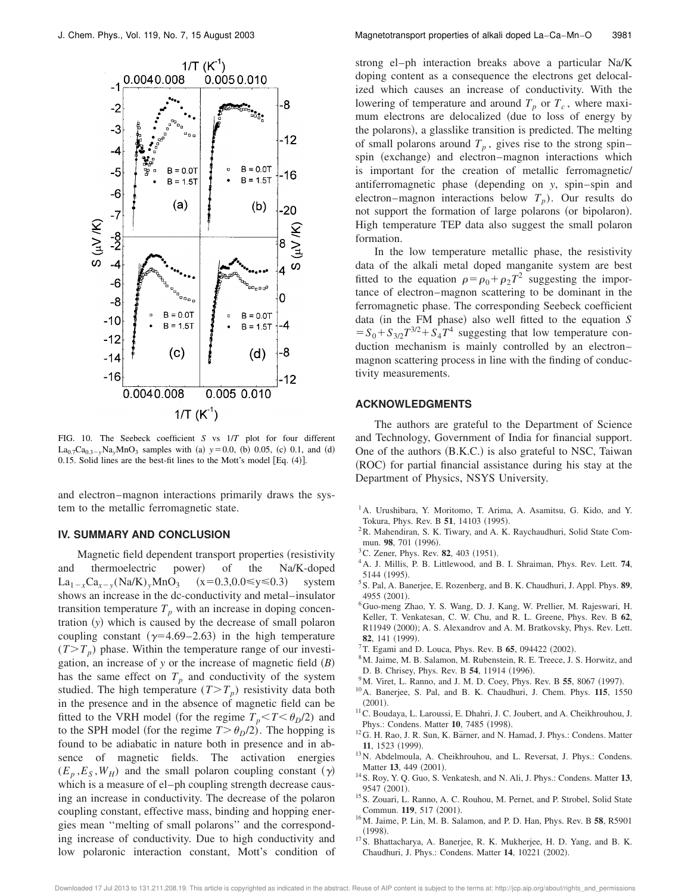FIG. 10. The Seebeck coefficient $S$ vs $1/T$ plot for four different $La_{0.7}Ca_{0.3-y}Na_yMnO_3$ samples with (a) $y=0.0$, (b) 0.05, (c) 0.1, and (d) 0.15. Solid lines are the best-fit lines to the Mott's model [Eq. (4)].

and electron–magnon interactions primarily draws the system to the metallic ferromagnetic state.

## IV. SUMMARY AND CONCLUSION

Magnetic field dependent transport properties (resistivity and thermoelectric power) of the Na/K-doped $La_{1-x}Ca_{x-y}(Na/K)_yMnO_3$ $(x=0.3, 0.0 \leq y \leq 0.3)$ system shows an increase in the dc-conductivity and metal–insulator transition temperature $T_p$ with an increase in doping concentration ($y$) which is caused by the decrease of small polaron coupling constant ($\gamma=4.69$–$2.63$) in the high temperature ($T>T_p$) phase. Within the temperature range of our investigation, an increase of $y$ or the increase of magnetic field ($B$) has the same effect on $T_p$ and conductivity of the system studied. The high temperature ($T>T_p$) resistivity data both in the presence and in the absence of magnetic field can be fitted to the VRH model (for the regime $T_p<T<\theta_D/2$) and to the SPH model (for the regime $T>\theta_D/2$). The hopping is found to be adiabatic in nature both in presence and in absence of magnetic fields. The activation energies ($E_p, E_S, W_H$) and the small polaron coupling constant ($\gamma$) which is a measure of el–ph coupling strength decrease causing an increase in conductivity. The decrease of the polaron coupling constant, effective mass, binding and hopping energies mean "melting of small polarons" and the corresponding increase of conductivity. Due to high conductivity and low polaronic interaction constant, Mott's condition of strong el–ph interaction breaks above a particular Na/K doping content as a consequence the electrons get delocalized which causes an increase of conductivity. With the lowering of temperature and around $T_p$ or $T_c$, where maximum electrons are delocalized (due to loss of energy by the polarons), a glasslike transition is predicted. The melting of small polarons around $T_p$, gives rise to the strong spin–spin (exchange) and electron–magnon interactions which is important for the creation of metallic ferromagnetic/antiferromagnetic phase (depending on $y$, spin–spin and electron–magnon interactions below $T_p$). Our results do not support the formation of large polarons (or bipolaron). High temperature TEP data also suggest the small polaron formation.

In the low temperature metallic phase, the resistivity data of the alkali metal doped manganite system are best fitted to the equation $\rho=\rho_0+\rho_2T^2$ suggesting the importance of electron–magnon scattering to be dominant in the ferromagnetic phase. The corresponding Seebeck coefficient data (in the FM phase) also well fitted to the equation $S=S_0+S_{3/2}T^{3/2}+S_4T^4$ suggesting that low temperature conduction mechanism is mainly controlled by an electron–magnon scattering process in line with the finding of conductivity measurements.

## ACKNOWLEDGMENTS

The authors are grateful to the Department of Science and Technology, Government of India for financial support. One of the authors (B.K.C.) is also grateful to NSC, Taiwan (ROC) for partial financial assistance during his stay at the Department of Physics, NSYS University.

[1] A. Urushibara, Y. Moritomo, T. Arima, A. Asamitsu, G. Kido, and Y. Tokura, Phys. Rev. B **51**, 14103 (1995).
[2] R. Mahendiran, S. K. Tiwary, and A. K. Raychaudhuri, Solid State Commun. **98**, 701 (1996).
[3] C. Zener, Phys. Rev. **82**, 403 (1951).
[4] A. J. Millis, P. B. Littlewood, and B. I. Shraiman, Phys. Rev. Lett. **74**, 5144 (1995).
[5] S. Pal, A. Banerjee, E. Rozenberg, and B. K. Chaudhuri, J. Appl. Phys. **89**, 4955 (2001).
[6] Guo-meng Zhao, Y. S. Wang, D. J. Kang, W. Prellier, M. Rajeswari, H. Keller, T. Venkatesan, C. W. Chu, and R. L. Greene, Phys. Rev. B **62**, R11949 (2000); A. S. Alexandrov and A. M. Bratkovsky, Phys. Rev. Lett. **82**, 141 (1999).
[7] T. Egami and D. Louca, Phys. Rev. B **65**, 094422 (2002).
[8] M. Jaime, M. B. Salamon, M. Rubenstein, R. E. Treece, J. S. Horwitz, and D. B. Chrisey, Phys. Rev. B **54**, 11914 (1996).
[9] M. Viret, L. Ranno, and J. M. D. Coey, Phys. Rev. B **55**, 8067 (1997).
[10] A. Banerjee, S. Pal, and B. K. Chaudhuri, J. Chem. Phys. **115**, 1550 (2001).
[11] C. Boudaya, L. Laroussi, E. Dhahri, J. C. Joubert, and A. Cheikhrouhou, J. Phys.: Condens. Matter **10**, 7485 (1998).
[12] G. H. Rao, J. R. Sun, K. Bärner, and N. Hamad, J. Phys.: Condens. Matter **11**, 1523 (1999).
[13] N. Abdelmoula, A. Cheikhrouhou, and L. Reversat, J. Phys.: Condens. Matter **13**, 449 (2001).
[14] S. Roy, Y. Q. Guo, S. Venkatesh, and N. Ali, J. Phys.: Condens. Matter **13**, 9547 (2001).
[15] S. Zouari, L. Ranno, A. C. Rouhou, M. Pernet, and P. Strobel, Solid State Commun. **119**, 517 (2001).
[16] M. Jaime, P. Lin, M. B. Salamon, and P. D. Han, Phys. Rev. B **58**, R5901 (1998).
[17] S. Bhattacharya, A. Banerjee, R. K. Mukherjee, H. D. Yang, and B. K. Chaudhuri, J. Phys.: Condens. Matter **14**, 10221 (2002).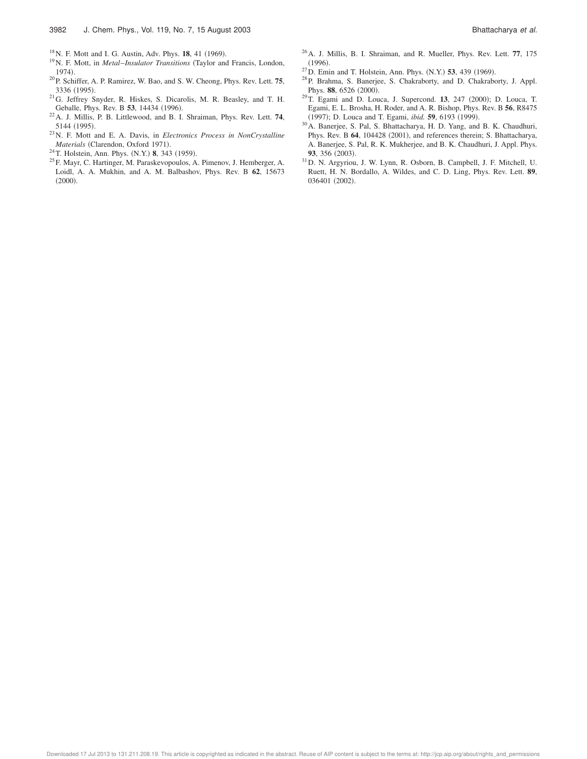[18] N. F. Mott and I. G. Austin, Adv. Phys. **18**, 41 (1969).

[19] N. F. Mott, in *Metal–Insulator Transitions* (Taylor and Francis, London, 1974).

[20] P. Schiffer, A. P. Ramirez, W. Bao, and S. W. Cheong, Phys. Rev. Lett. **75**, 3336 (1995).

[21] G. Jeffrey Snyder, R. Hiskes, S. Dicarolis, M. R. Beasley, and T. H. Geballe, Phys. Rev. B **53**, 14434 (1996).

[22] A. J. Millis, P. B. Littlewood, and B. I. Shraiman, Phys. Rev. Lett. **74**, 5144 (1995).

[23] N. F. Mott and E. A. Davis, in *Electronics Process in NonCrystalline Materials* (Clarendon, Oxford 1971).

[24] T. Holstein, Ann. Phys. (N.Y.) **8**, 343 (1959).

[25] F. Mayr, C. Hartinger, M. Paraskevopoulos, A. Pimenov, J. Hemberger, A. Loidl, A. A. Mukhin, and A. M. Balbashov, Phys. Rev. B **62**, 15673 (2000).

[26] A. J. Millis, B. I. Shraiman, and R. Mueller, Phys. Rev. Lett. **77**, 175 (1996).

[27] D. Emin and T. Holstein, Ann. Phys. (N.Y.) **53**, 439 (1969).

[28] P. Brahma, S. Banerjee, S. Chakraborty, and D. Chakraborty, J. Appl. Phys. **88**, 6526 (2000).

[29] T. Egami and D. Louca, J. Supercond. **13**, 247 (2000); D. Louca, T. Egami, E. L. Brosha, H. Roder, and A. R. Bishop, Phys. Rev. B **56**, R8475 (1997); D. Louca and T. Egami, *ibid.* **59**, 6193 (1999).

[30] A. Banerjee, S. Pal, S. Bhattacharya, H. D. Yang, and B. K. Chaudhuri, Phys. Rev. B **64**, 104428 (2001), and references therein; S. Bhattacharya, A. Banerjee, S. Pal, R. K. Mukherjee, and B. K. Chaudhuri, J. Appl. Phys. **93**, 356 (2003).

[31] D. N. Argyriou, J. W. Lynn, R. Osborn, B. Campbell, J. F. Mitchell, U. Ruett, H. N. Bordallo, A. Wildes, and C. D. Ling, Phys. Rev. Lett. **89**, 036401 (2002).